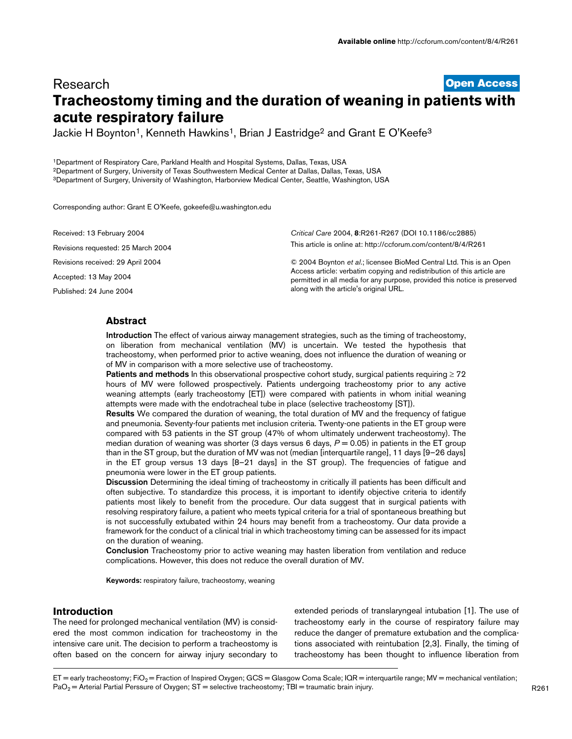Research

**Open Access**

# Tracheostomy timing and the duration of weaning in patients with acute respiratory failure

Jackie H Boynton[1], Kenneth Hawkins[1], Brian J Eastridge[2] and Grant E O'Keefe[3]

[1]Department of Respiratory Care, Parkland Health and Hospital Systems, Dallas, Texas, USA
[2]Department of Surgery, University of Texas Southwestern Medical Center at Dallas, Dallas, Texas, USA
[3]Department of Surgery, University of Washington, Harborview Medical Center, Seattle, Washington, USA

Corresponding author: Grant E O'Keefe, gokeefe@u.washington.edu

Received: 13 February 2004
Revisions requested: 25 March 2004
Revisions received: 29 April 2004
Accepted: 13 May 2004
Published: 24 June 2004

*Critical Care* 2004, **8**:R261-R267 (DOI 10.1186/cc2885)
This article is online at: http://ccforum.com/content/8/4/R261

© 2004 Boynton *et al*.; licensee BioMed Central Ltd. This is an Open Access article: verbatim copying and redistribution of this article are permitted in all media for any purpose, provided this notice is preserved along with the article's original URL.

## Abstract

**Introduction** The effect of various airway management strategies, such as the timing of tracheostomy, on liberation from mechanical ventilation (MV) is uncertain. We tested the hypothesis that tracheostomy, when performed prior to active weaning, does not influence the duration of weaning or of MV in comparison with a more selective use of tracheostomy.

**Patients and methods** In this observational prospective cohort study, surgical patients requiring ≥ 72 hours of MV were followed prospectively. Patients undergoing tracheostomy prior to any active weaning attempts (early tracheostomy [ET]) were compared with patients in whom initial weaning attempts were made with the endotracheal tube in place (selective tracheostomy [ST]).

**Results** We compared the duration of weaning, the total duration of MV and the frequency of fatigue and pneumonia. Seventy-four patients met inclusion criteria. Twenty-one patients in the ET group were compared with 53 patients in the ST group (47% of whom ultimately underwent tracheostomy). The median duration of weaning was shorter (3 days versus 6 days, $P = 0.05$) in patients in the ET group than in the ST group, but the duration of MV was not (median [interquartile range], 11 days [9–26 days] in the ET group versus 13 days [8–21 days] in the ST group). The frequencies of fatigue and pneumonia were lower in the ET group patients.

**Discussion** Determining the ideal timing of tracheostomy in critically ill patients has been difficult and often subjective. To standardize this process, it is important to identify objective criteria to identify patients most likely to benefit from the procedure. Our data suggest that in surgical patients with resolving respiratory failure, a patient who meets typical criteria for a trial of spontaneous breathing but is not successfully extubated within 24 hours may benefit from a tracheostomy. Our data provide a framework for the conduct of a clinical trial in which tracheostomy timing can be assessed for its impact on the duration of weaning.

**Conclusion** Tracheostomy prior to active weaning may hasten liberation from ventilation and reduce complications. However, this does not reduce the overall duration of MV.

**Keywords:** respiratory failure, tracheostomy, weaning

## Introduction

The need for prolonged mechanical ventilation (MV) is considered the most common indication for tracheostomy in the intensive care unit. The decision to perform a tracheostomy is often based on the concern for airway injury secondary to extended periods of translaryngeal intubation [1]. The use of tracheostomy early in the course of respiratory failure may reduce the danger of premature extubation and the complications associated with reintubation [2,3]. Finally, the timing of tracheostomy has been thought to influence liberation from

ET = early tracheostomy; $FiO_2$ = Fraction of Inspired Oxygen; GCS = Glasgow Coma Scale; IQR = interquartile range; MV = mechanical ventilation; $PaO_2$ = Arterial Partial Perssure of Oxygen; ST = selective tracheostomy; TBI = traumatic brain injury.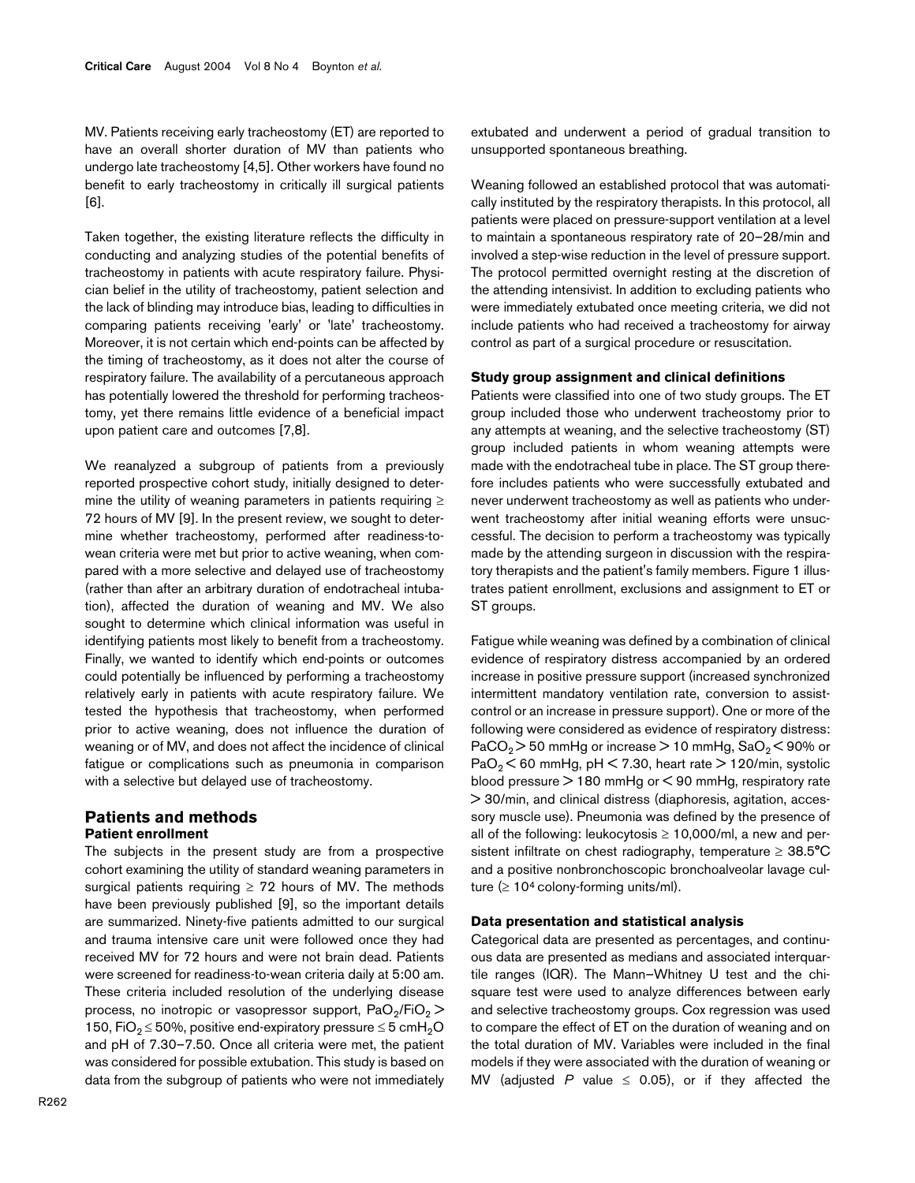MV. Patients receiving early tracheostomy (ET) are reported to have an overall shorter duration of MV than patients who undergo late tracheostomy [4,5]. Other workers have found no benefit to early tracheostomy in critically ill surgical patients [6].

Taken together, the existing literature reflects the difficulty in conducting and analyzing studies of the potential benefits of tracheostomy in patients with acute respiratory failure. Physician belief in the utility of tracheostomy, patient selection and the lack of blinding may introduce bias, leading to difficulties in comparing patients receiving 'early' or 'late' tracheostomy. Moreover, it is not certain which end-points can be affected by the timing of tracheostomy, as it does not alter the course of respiratory failure. The availability of a percutaneous approach has potentially lowered the threshold for performing tracheostomy, yet there remains little evidence of a beneficial impact upon patient care and outcomes [7,8].

We reanalyzed a subgroup of patients from a previously reported prospective cohort study, initially designed to determine the utility of weaning parameters in patients requiring ≥ 72 hours of MV [9]. In the present review, we sought to determine whether tracheostomy, performed after readiness-to-wean criteria were met but prior to active weaning, when compared with a more selective and delayed use of tracheostomy (rather than after an arbitrary duration of endotracheal intubation), affected the duration of weaning and MV. We also sought to determine which clinical information was useful in identifying patients most likely to benefit from a tracheostomy. Finally, we wanted to identify which end-points or outcomes could potentially be influenced by performing a tracheostomy relatively early in patients with acute respiratory failure. We tested the hypothesis that tracheostomy, when performed prior to active weaning, does not influence the duration of weaning or of MV, and does not affect the incidence of clinical fatigue or complications such as pneumonia in comparison with a selective but delayed use of tracheostomy.

## Patients and methods

### Patient enrollment

The subjects in the present study are from a prospective cohort examining the utility of standard weaning parameters in surgical patients requiring ≥ 72 hours of MV. The methods have been previously published [9], so the important details are summarized. Ninety-five patients admitted to our surgical and trauma intensive care unit were followed once they had received MV for 72 hours and were not brain dead. Patients were screened for readiness-to-wean criteria daily at 5:00 am. These criteria included resolution of the underlying disease process, no inotropic or vasopressor support, $PaO_2/FiO_2 > 150$, $FiO_2 \leq 50\%$, positive end-expiratory pressure $\leq 5$ $cmH_2O$ and pH of 7.30–7.50. Once all criteria were met, the patient was considered for possible extubation. This study is based on data from the subgroup of patients who were not immediately extubated and underwent a period of gradual transition to unsupported spontaneous breathing.

Weaning followed an established protocol that was automatically instituted by the respiratory therapists. In this protocol, all patients were placed on pressure-support ventilation at a level to maintain a spontaneous respiratory rate of 20–28/min and involved a step-wise reduction in the level of pressure support. The protocol permitted overnight resting at the discretion of the attending intensivist. In addition to excluding patients who were immediately extubated once meeting criteria, we did not include patients who had received a tracheostomy for airway control as part of a surgical procedure or resuscitation.

### Study group assignment and clinical definitions

Patients were classified into one of two study groups. The ET group included those who underwent tracheostomy prior to any attempts at weaning, and the selective tracheostomy (ST) group included patients in whom weaning attempts were made with the endotracheal tube in place. The ST group therefore includes patients who were successfully extubated and never underwent tracheostomy as well as patients who underwent tracheostomy after initial weaning efforts were unsuccessful. The decision to perform a tracheostomy was typically made by the attending surgeon in discussion with the respiratory therapists and the patient's family members. Figure 1 illustrates patient enrollment, exclusions and assignment to ET or ST groups.

Fatigue while weaning was defined by a combination of clinical evidence of respiratory distress accompanied by an ordered increase in positive pressure support (increased synchronized intermittent mandatory ventilation rate, conversion to assist-control or an increase in pressure support). One or more of the following were considered as evidence of respiratory distress: $PaCO_2 > 50$ mmHg or increase > 10 mmHg, $SaO_2 < 90\%$ or $PaO_2 < 60$ mmHg, pH < 7.30, heart rate > 120/min, systolic blood pressure > 180 mmHg or < 90 mmHg, respiratory rate > 30/min, and clinical distress (diaphoresis, agitation, accessory muscle use). Pneumonia was defined by the presence of all of the following: leukocytosis ≥ 10,000/ml, a new and persistent infiltrate on chest radiography, temperature ≥ 38.5°C and a positive nonbronchoscopic bronchoalveolar lavage culture (≥ $10^4$ colony-forming units/ml).

### Data presentation and statistical analysis

Categorical data are presented as percentages, and continuous data are presented as medians and associated interquartile ranges (IQR). The Mann–Whitney U test and the chi-square test were used to analyze differences between early and selective tracheostomy groups. Cox regression was used to compare the effect of ET on the duration of weaning and on the total duration of MV. Variables were included in the final models if they were associated with the duration of weaning or MV (adjusted $P$ value ≤ 0.05), or if they affected the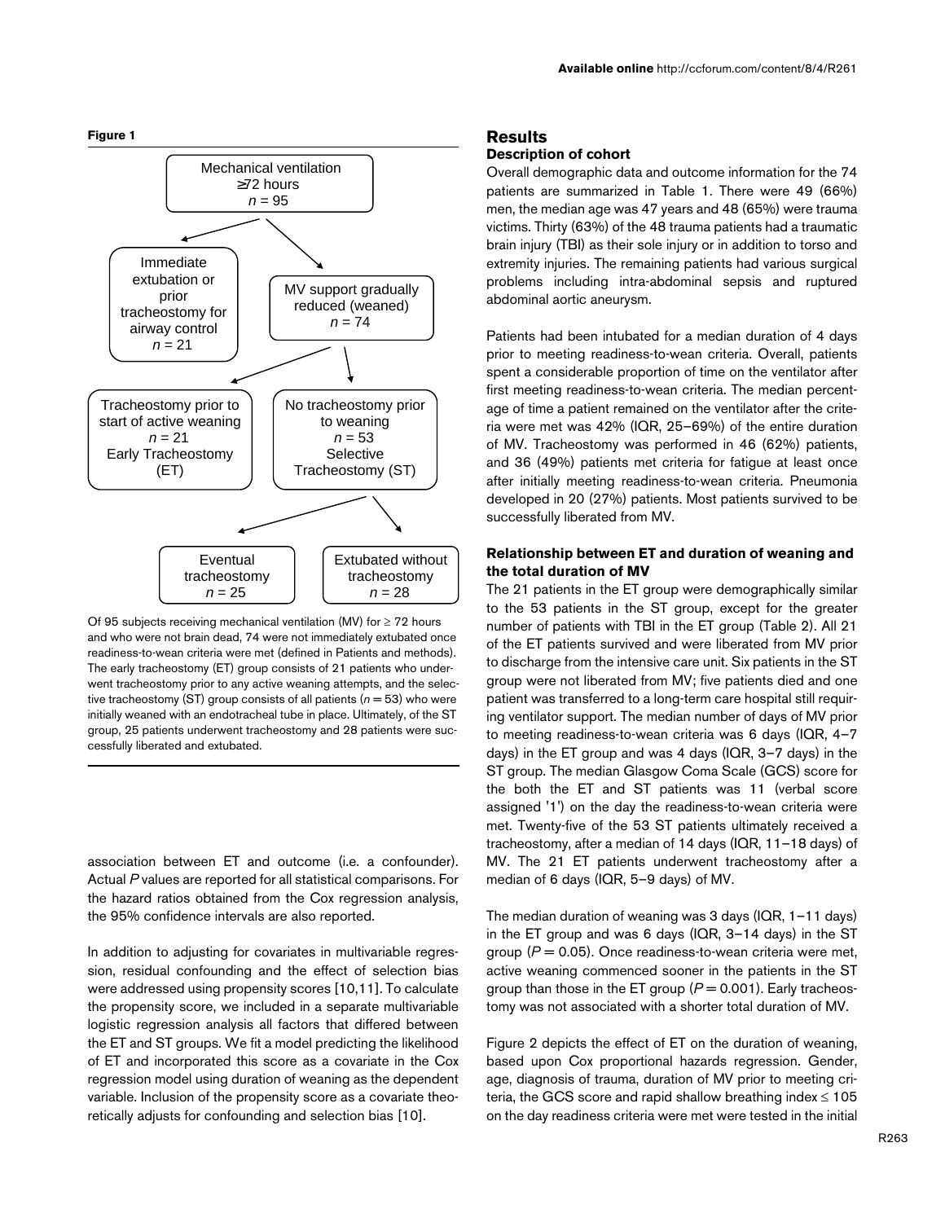**Figure 1**

Mechanical ventilation ≥72 hours *n* = 95

Immediate extubation or prior tracheostomy for airway control *n* = 21

MV support gradually reduced (weaned) *n* = 74

Tracheostomy prior to start of active weaning *n* = 21 Early Tracheostomy (ET)

No tracheostomy prior to weaning *n* = 53 Selective Tracheostomy (ST)

Eventual tracheostomy *n* = 25

Extubated without tracheostomy *n* = 28

Of 95 subjects receiving mechanical ventilation (MV) for ≥ 72 hours and who were not brain dead, 74 were not immediately extubated once readiness-to-wean criteria were met (defined in Patients and methods). The early tracheostomy (ET) group consists of 21 patients who underwent tracheostomy prior to any active weaning attempts, and the selective tracheostomy (ST) group consists of all patients ($n = 53$) who were initially weaned with an endotracheal tube in place. Ultimately, of the ST group, 25 patients underwent tracheostomy and 28 patients were successfully liberated and extubated.

association between ET and outcome (i.e. a confounder). Actual *P* values are reported for all statistical comparisons. For the hazard ratios obtained from the Cox regression analysis, the 95% confidence intervals are also reported.

In addition to adjusting for covariates in multivariable regression, residual confounding and the effect of selection bias were addressed using propensity scores [10,11]. To calculate the propensity score, we included in a separate multivariable logistic regression analysis all factors that differed between the ET and ST groups. We fit a model predicting the likelihood of ET and incorporated this score as a covariate in the Cox regression model using duration of weaning as the dependent variable. Inclusion of the propensity score as a covariate theoretically adjusts for confounding and selection bias [10].

## Results

### Description of cohort

Overall demographic data and outcome information for the 74 patients are summarized in Table 1. There were 49 (66%) men, the median age was 47 years and 48 (65%) were trauma victims. Thirty (63%) of the 48 trauma patients had a traumatic brain injury (TBI) as their sole injury or in addition to torso and extremity injuries. The remaining patients had various surgical problems including intra-abdominal sepsis and ruptured abdominal aortic aneurysm.

Patients had been intubated for a median duration of 4 days prior to meeting readiness-to-wean criteria. Overall, patients spent a considerable proportion of time on the ventilator after first meeting readiness-to-wean criteria. The median percentage of time a patient remained on the ventilator after the criteria were met was 42% (IQR, 25–69%) of the entire duration of MV. Tracheostomy was performed in 46 (62%) patients, and 36 (49%) patients met criteria for fatigue at least once after initially meeting readiness-to-wean criteria. Pneumonia developed in 20 (27%) patients. Most patients survived to be successfully liberated from MV.

### Relationship between ET and duration of weaning and the total duration of MV

The 21 patients in the ET group were demographically similar to the 53 patients in the ST group, except for the greater number of patients with TBI in the ET group (Table 2). All 21 of the ET patients survived and were liberated from MV prior to discharge from the intensive care unit. Six patients in the ST group were not liberated from MV; five patients died and one patient was transferred to a long-term care hospital still requiring ventilator support. The median number of days of MV prior to meeting readiness-to-wean criteria was 6 days (IQR, 4–7 days) in the ET group and was 4 days (IQR, 3–7 days) in the ST group. The median Glasgow Coma Scale (GCS) score for the both the ET and ST patients was 11 (verbal score assigned '1') on the day the readiness-to-wean criteria were met. Twenty-five of the 53 ST patients ultimately received a tracheostomy, after a median of 14 days (IQR, 11–18 days) of MV. The 21 ET patients underwent tracheostomy after a median of 6 days (IQR, 5–9 days) of MV.

The median duration of weaning was 3 days (IQR, 1–11 days) in the ET group and was 6 days (IQR, 3–14 days) in the ST group ($P = 0.05$). Once readiness-to-wean criteria were met, active weaning commenced sooner in the patients in the ST group than those in the ET group ($P = 0.001$). Early tracheostomy was not associated with a shorter total duration of MV.

Figure 2 depicts the effect of ET on the duration of weaning, based upon Cox proportional hazards regression. Gender, age, diagnosis of trauma, duration of MV prior to meeting criteria, the GCS score and rapid shallow breathing index ≤ 105 on the day readiness criteria were met were tested in the initial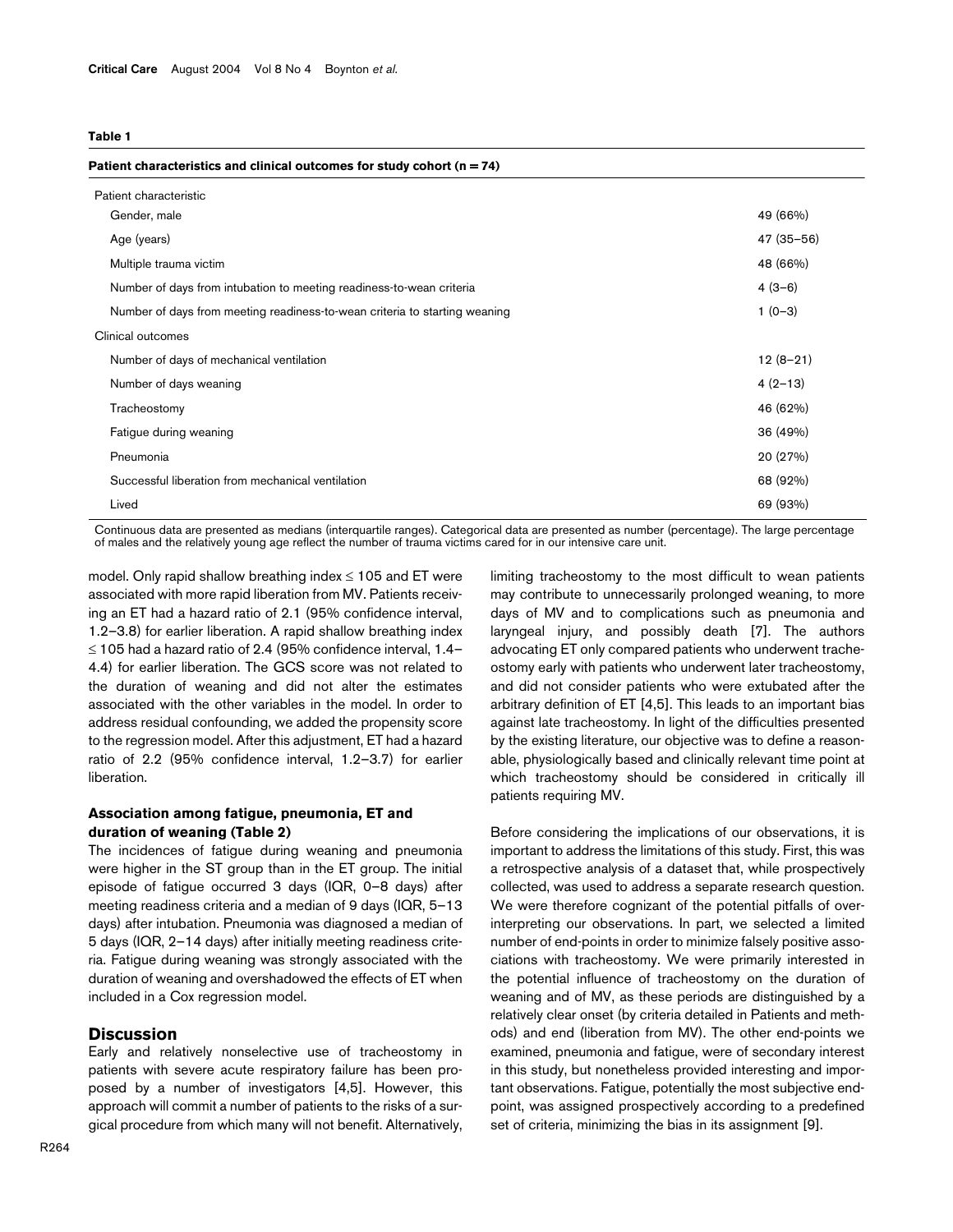**Table 1**

**Patient characteristics and clinical outcomes for study cohort (n = 74)**

| | |
|---|---|
| Patient characteristic | |
| Gender, male | 49 (66%) |
| Age (years) | 47 (35–56) |
| Multiple trauma victim | 48 (66%) |
| Number of days from intubation to meeting readiness-to-wean criteria | 4 (3–6) |
| Number of days from meeting readiness-to-wean criteria to starting weaning | 1 (0–3) |
| Clinical outcomes | |
| Number of days of mechanical ventilation | 12 (8–21) |
| Number of days weaning | 4 (2–13) |
| Tracheostomy | 46 (62%) |
| Fatigue during weaning | 36 (49%) |
| Pneumonia | 20 (27%) |
| Successful liberation from mechanical ventilation | 68 (92%) |
| Lived | 69 (93%) |

Continuous data are presented as medians (interquartile ranges). Categorical data are presented as number (percentage). The large percentage of males and the relatively young age reflect the number of trauma victims cared for in our intensive care unit.

model. Only rapid shallow breathing index ≤ 105 and ET were associated with more rapid liberation from MV. Patients receiving an ET had a hazard ratio of 2.1 (95% confidence interval, 1.2–3.8) for earlier liberation. A rapid shallow breathing index ≤ 105 had a hazard ratio of 2.4 (95% confidence interval, 1.4–4.4) for earlier liberation. The GCS score was not related to the duration of weaning and did not alter the estimates associated with the other variables in the model. In order to address residual confounding, we added the propensity score to the regression model. After this adjustment, ET had a hazard ratio of 2.2 (95% confidence interval, 1.2–3.7) for earlier liberation.

### Association among fatigue, pneumonia, ET and duration of weaning (Table 2)

The incidences of fatigue during weaning and pneumonia were higher in the ST group than in the ET group. The initial episode of fatigue occurred 3 days (IQR, 0–8 days) after meeting readiness criteria and a median of 9 days (IQR, 5–13 days) after intubation. Pneumonia was diagnosed a median of 5 days (IQR, 2–14 days) after initially meeting readiness criteria. Fatigue during weaning was strongly associated with the duration of weaning and overshadowed the effects of ET when included in a Cox regression model.

## Discussion

Early and relatively nonselective use of tracheostomy in patients with severe acute respiratory failure has been proposed by a number of investigators [4,5]. However, this approach will commit a number of patients to the risks of a surgical procedure from which many will not benefit. Alternatively, limiting tracheostomy to the most difficult to wean patients may contribute to unnecessarily prolonged weaning, to more days of MV and to complications such as pneumonia and laryngeal injury, and possibly death [7]. The authors advocating ET only compared patients who underwent tracheostomy early with patients who underwent later tracheostomy, and did not consider patients who were extubated after the arbitrary definition of ET [4,5]. This leads to an important bias against late tracheostomy. In light of the difficulties presented by the existing literature, our objective was to define a reasonable, physiologically based and clinically relevant time point at which tracheostomy should be considered in critically ill patients requiring MV.

Before considering the implications of our observations, it is important to address the limitations of this study. First, this was a retrospective analysis of a dataset that, while prospectively collected, was used to address a separate research question. We were therefore cognizant of the potential pitfalls of over-interpreting our observations. In part, we selected a limited number of end-points in order to minimize falsely positive associations with tracheostomy. We were primarily interested in the potential influence of tracheostomy on the duration of weaning and of MV, as these periods are distinguished by a relatively clear onset (by criteria detailed in Patients and methods) and end (liberation from MV). The other end-points we examined, pneumonia and fatigue, were of secondary interest in this study, but nonetheless provided interesting and important observations. Fatigue, potentially the most subjective end-point, was assigned prospectively according to a predefined set of criteria, minimizing the bias in its assignment [9].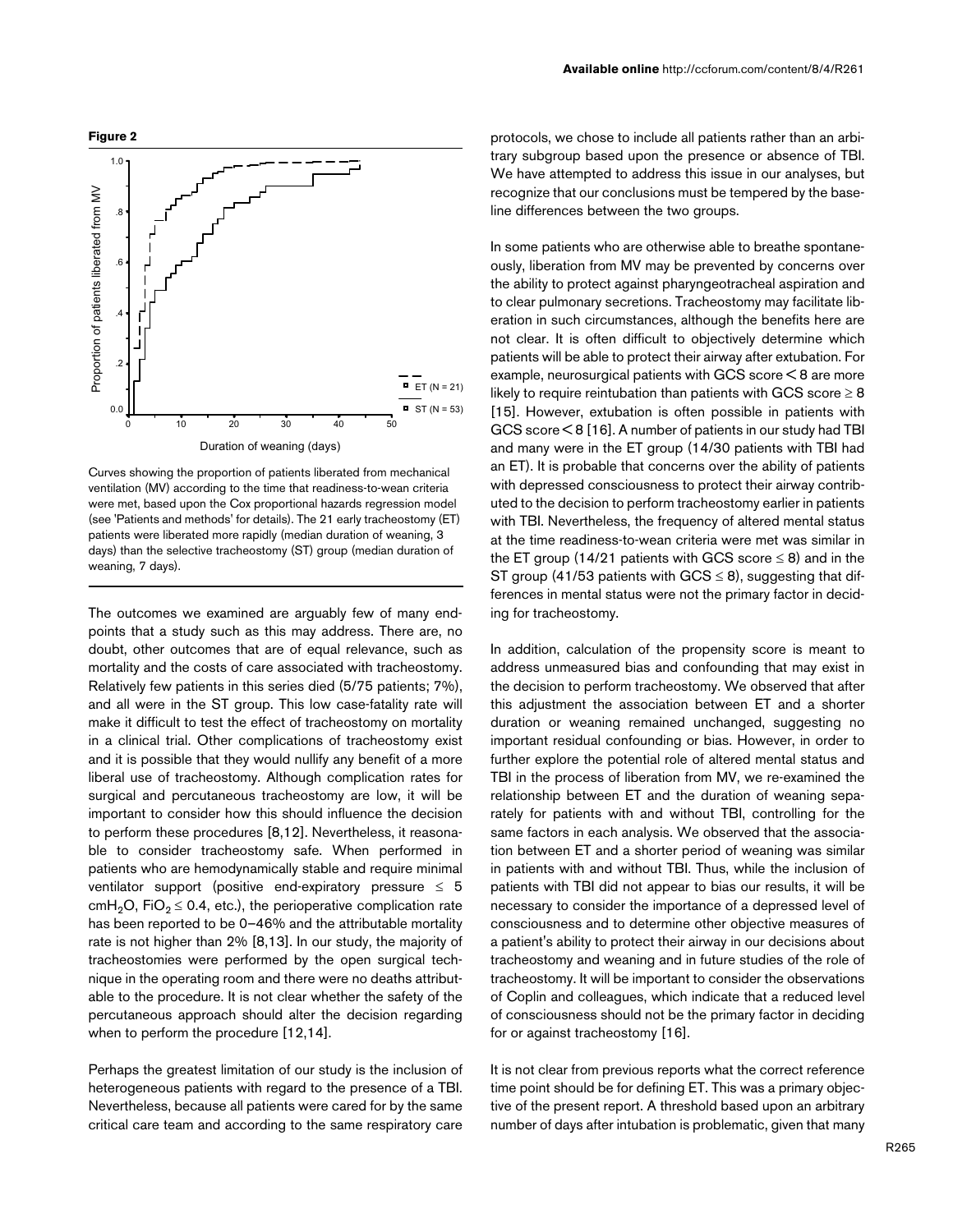**Figure 2**

1.0
.8
.6
.4
.2
0.0
0
10
20
30
40
50

Proportion of patients liberated from MV

Duration of weaning (days)

ET (N = 21)

ST (N = 53)

Curves showing the proportion of patients liberated from mechanical ventilation (MV) according to the time that readiness-to-wean criteria were met, based upon the Cox proportional hazards regression model (see 'Patients and methods' for details). The 21 early tracheostomy (ET) patients were liberated more rapidly (median duration of weaning, 3 days) than the selective tracheostomy (ST) group (median duration of weaning, 7 days).

The outcomes we examined are arguably few of many endpoints that a study such as this may address. There are, no doubt, other outcomes that are of equal relevance, such as mortality and the costs of care associated with tracheostomy. Relatively few patients in this series died (5/75 patients; 7%), and all were in the ST group. This low case-fatality rate will make it difficult to test the effect of tracheostomy on mortality in a clinical trial. Other complications of tracheostomy exist and it is possible that they would nullify any benefit of a more liberal use of tracheostomy. Although complication rates for surgical and percutaneous tracheostomy are low, it will be important to consider how this should influence the decision to perform these procedures [8,12]. Nevertheless, it reasonable to consider tracheostomy safe. When performed in patients who are hemodynamically stable and require minimal ventilator support (positive end-expiratory pressure $\leq$ 5 $cmH_2O$, $FiO_2 \leq 0.4$, etc.), the perioperative complication rate has been reported to be 0–46% and the attributable mortality rate is not higher than 2% [8,13]. In our study, the majority of tracheostomies were performed by the open surgical technique in the operating room and there were no deaths attributable to the procedure. It is not clear whether the safety of the percutaneous approach should alter the decision regarding when to perform the procedure [12,14].

Perhaps the greatest limitation of our study is the inclusion of heterogeneous patients with regard to the presence of a TBI. Nevertheless, because all patients were cared for by the same critical care team and according to the same respiratory care protocols, we chose to include all patients rather than an arbitrary subgroup based upon the presence or absence of TBI. We have attempted to address this issue in our analyses, but recognize that our conclusions must be tempered by the baseline differences between the two groups.

In some patients who are otherwise able to breathe spontaneously, liberation from MV may be prevented by concerns over the ability to protect against pharyngeotracheal aspiration and to clear pulmonary secretions. Tracheostomy may facilitate liberation in such circumstances, although the benefits here are not clear. It is often difficult to objectively determine which patients will be able to protect their airway after extubation. For example, neurosurgical patients with GCS score $<$ 8 are more likely to require reintubation than patients with GCS score $\geq$ 8 [15]. However, extubation is often possible in patients with GCS score $<$ 8 [16]. A number of patients in our study had TBI and many were in the ET group (14/30 patients with TBI had an ET). It is probable that concerns over the ability of patients with depressed consciousness to protect their airway contributed to the decision to perform tracheostomy earlier in patients with TBI. Nevertheless, the frequency of altered mental status at the time readiness-to-wean criteria were met was similar in the ET group (14/21 patients with GCS score $\leq$ 8) and in the ST group (41/53 patients with GCS $\leq$ 8), suggesting that differences in mental status were not the primary factor in deciding for tracheostomy.

In addition, calculation of the propensity score is meant to address unmeasured bias and confounding that may exist in the decision to perform tracheostomy. We observed that after this adjustment the association between ET and a shorter duration or weaning remained unchanged, suggesting no important residual confounding or bias. However, in order to further explore the potential role of altered mental status and TBI in the process of liberation from MV, we re-examined the relationship between ET and the duration of weaning separately for patients with and without TBI, controlling for the same factors in each analysis. We observed that the association between ET and a shorter period of weaning was similar in patients with and without TBI. Thus, while the inclusion of patients with TBI did not appear to bias our results, it will be necessary to consider the importance of a depressed level of consciousness and to determine other objective measures of a patient's ability to protect their airway in our decisions about tracheostomy and weaning and in future studies of the role of tracheostomy. It will be important to consider the observations of Coplin and colleagues, which indicate that a reduced level of consciousness should not be the primary factor in deciding for or against tracheostomy [16].

It is not clear from previous reports what the correct reference time point should be for defining ET. This was a primary objective of the present report. A threshold based upon an arbitrary number of days after intubation is problematic, given that many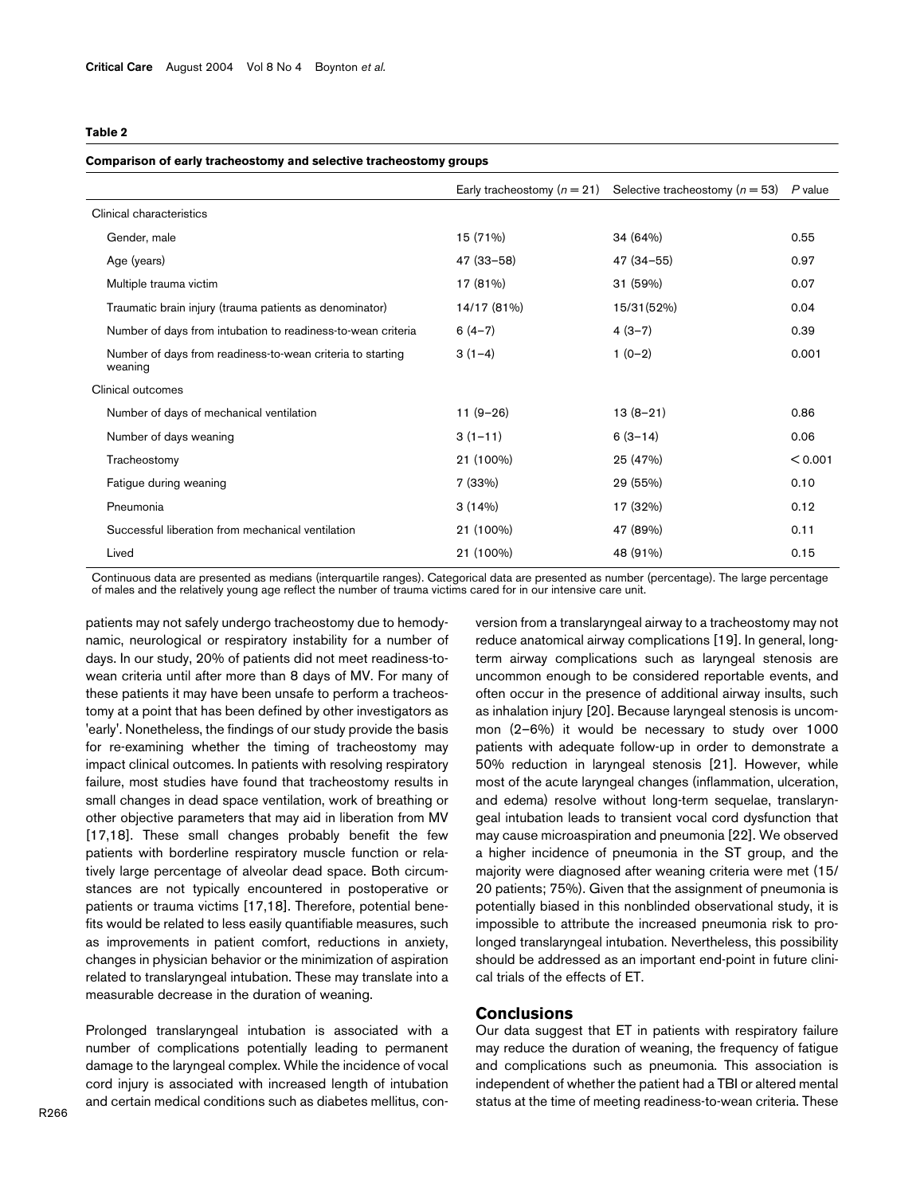**Table 2**

**Comparison of early tracheostomy and selective tracheostomy groups**

| | Early tracheostomy ($n = 21$) | Selective tracheostomy ($n = 53$) | *P* value |
|---|---|---|---|
| Clinical characteristics | | | |
| Gender, male | 15 (71%) | 34 (64%) | 0.55 |
| Age (years) | 47 (33–58) | 47 (34–55) | 0.97 |
| Multiple trauma victim | 17 (81%) | 31 (59%) | 0.07 |
| Traumatic brain injury (trauma patients as denominator) | 14/17 (81%) | 15/31(52%) | 0.04 |
| Number of days from intubation to readiness-to-wean criteria | 6 (4–7) | 4 (3–7) | 0.39 |
| Number of days from readiness-to-wean criteria to starting weaning | 3 (1–4) | 1 (0–2) | 0.001 |
| Clinical outcomes | | | |
| Number of days of mechanical ventilation | 11 (9–26) | 13 (8–21) | 0.86 |
| Number of days weaning | 3 (1–11) | 6 (3–14) | 0.06 |
| Tracheostomy | 21 (100%) | 25 (47%) | < 0.001 |
| Fatigue during weaning | 7 (33%) | 29 (55%) | 0.10 |
| Pneumonia | 3 (14%) | 17 (32%) | 0.12 |
| Successful liberation from mechanical ventilation | 21 (100%) | 47 (89%) | 0.11 |
| Lived | 21 (100%) | 48 (91%) | 0.15 |

Continuous data are presented as medians (interquartile ranges). Categorical data are presented as number (percentage). The large percentage of males and the relatively young age reflect the number of trauma victims cared for in our intensive care unit.

patients may not safely undergo tracheostomy due to hemodynamic, neurological or respiratory instability for a number of days. In our study, 20% of patients did not meet readiness-to-wean criteria until after more than 8 days of MV. For many of these patients it may have been unsafe to perform a tracheostomy at a point that has been defined by other investigators as 'early'. Nonetheless, the findings of our study provide the basis for re-examining whether the timing of tracheostomy may impact clinical outcomes. In patients with resolving respiratory failure, most studies have found that tracheostomy results in small changes in dead space ventilation, work of breathing or other objective parameters that may aid in liberation from MV [17,18]. These small changes probably benefit the few patients with borderline respiratory muscle function or relatively large percentage of alveolar dead space. Both circumstances are not typically encountered in postoperative or patients or trauma victims [17,18]. Therefore, potential benefits would be related to less easily quantifiable measures, such as improvements in patient comfort, reductions in anxiety, changes in physician behavior or the minimization of aspiration related to translaryngeal intubation. These may translate into a measurable decrease in the duration of weaning.

Prolonged translaryngeal intubation is associated with a number of complications potentially leading to permanent damage to the laryngeal complex. While the incidence of vocal cord injury is associated with increased length of intubation and certain medical conditions such as diabetes mellitus, conversion from a translaryngeal airway to a tracheostomy may not reduce anatomical airway complications [19]. In general, long-term airway complications such as laryngeal stenosis are uncommon enough to be considered reportable events, and often occur in the presence of additional airway insults, such as inhalation injury [20]. Because laryngeal stenosis is uncommon (2–6%) it would be necessary to study over 1000 patients with adequate follow-up in order to demonstrate a 50% reduction in laryngeal stenosis [21]. However, while most of the acute laryngeal changes (inflammation, ulceration, and edema) resolve without long-term sequelae, translaryngeal intubation leads to transient vocal cord dysfunction that may cause microaspiration and pneumonia [22]. We observed a higher incidence of pneumonia in the ST group, and the majority were diagnosed after weaning criteria were met (15/20 patients; 75%). Given that the assignment of pneumonia is potentially biased in this nonblinded observational study, it is impossible to attribute the increased pneumonia risk to prolonged translaryngeal intubation. Nevertheless, this possibility should be addressed as an important end-point in future clinical trials of the effects of ET.

## Conclusions

Our data suggest that ET in patients with respiratory failure may reduce the duration of weaning, the frequency of fatigue and complications such as pneumonia. This association is independent of whether the patient had a TBI or altered mental status at the time of meeting readiness-to-wean criteria. These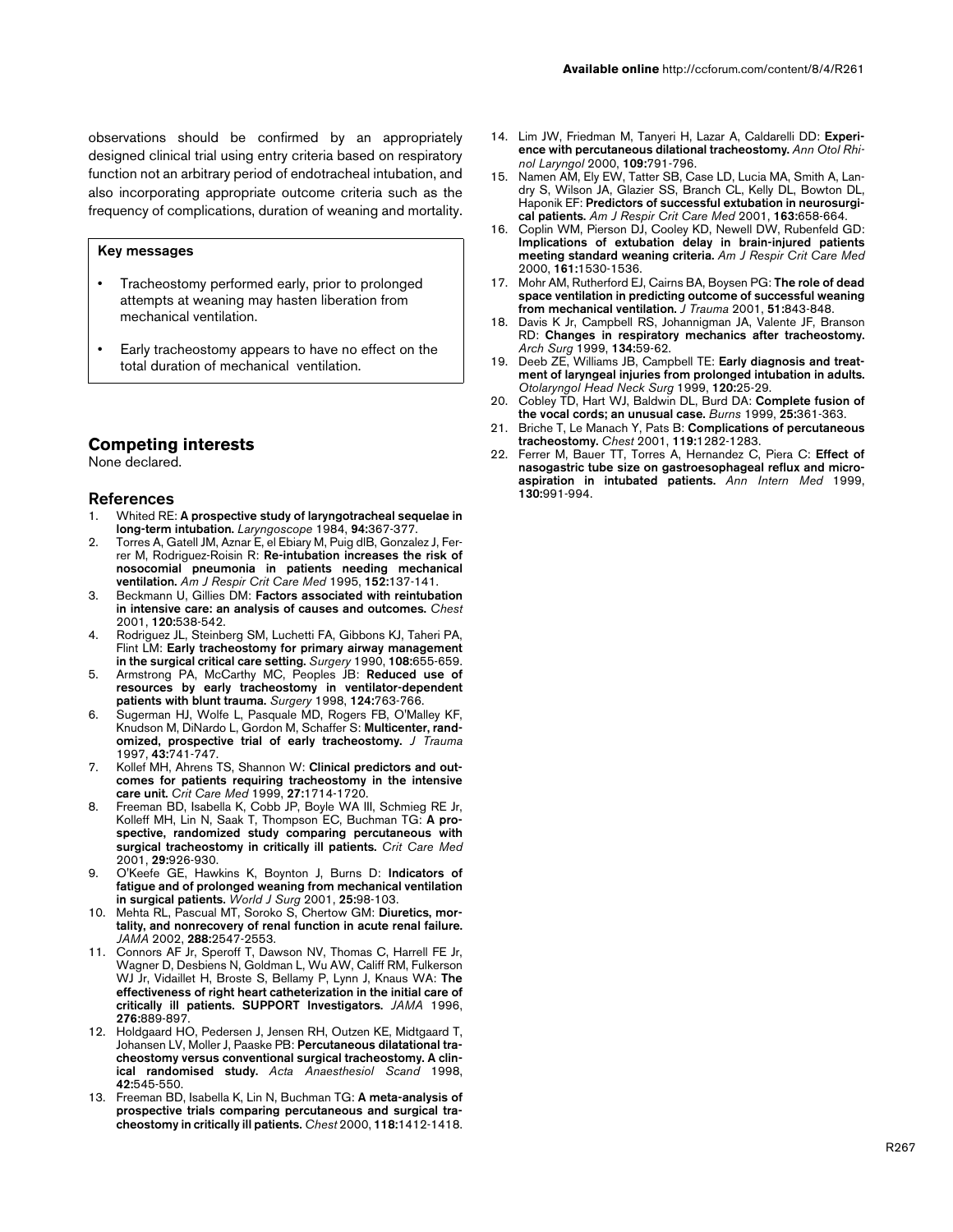observations should be confirmed by an appropriately designed clinical trial using entry criteria based on respiratory function not an arbitrary period of endotracheal intubation, and also incorporating appropriate outcome criteria such as the frequency of complications, duration of weaning and mortality.

### Key messages

- Tracheostomy performed early, prior to prolonged attempts at weaning may hasten liberation from mechanical ventilation.
- Early tracheostomy appears to have no effect on the total duration of mechanical ventilation.

## Competing interests

None declared.

## References

1. Whited RE: **A prospective study of laryngotracheal sequelae in long-term intubation.** *Laryngoscope* 1984, **94:**367-377.
2. Torres A, Gatell JM, Aznar E, el Ebiary M, Puig dlB, Gonzalez J, Ferrer M, Rodriguez-Roisin R: **Re-intubation increases the risk of nosocomial pneumonia in patients needing mechanical ventilation.** *Am J Respir Crit Care Med* 1995, **152:**137-141.
3. Beckmann U, Gillies DM: **Factors associated with reintubation in intensive care: an analysis of causes and outcomes.** *Chest* 2001, **120:**538-542.
4. Rodriguez JL, Steinberg SM, Luchetti FA, Gibbons KJ, Taheri PA, Flint LM: **Early tracheostomy for primary airway management in the surgical critical care setting.** *Surgery* 1990, **108:**655-659.
5. Armstrong PA, McCarthy MC, Peoples JB: **Reduced use of resources by early tracheostomy in ventilator-dependent patients with blunt trauma.** *Surgery* 1998, **124:**763-766.
6. Sugerman HJ, Wolfe L, Pasquale MD, Rogers FB, O'Malley KF, Knudson M, DiNardo L, Gordon M, Schaffer S: **Multicenter, randomized, prospective trial of early tracheostomy.** *J Trauma* 1997, **43:**741-747.
7. Kollef MH, Ahrens TS, Shannon W: **Clinical predictors and outcomes for patients requiring tracheostomy in the intensive care unit.** *Crit Care Med* 1999, **27:**1714-1720.
8. Freeman BD, Isabella K, Cobb JP, Boyle WA III, Schmieg RE Jr, Kolleff MH, Lin N, Saak T, Thompson EC, Buchman TG: **A prospective, randomized study comparing percutaneous with surgical tracheostomy in critically ill patients.** *Crit Care Med* 2001, **29:**926-930.
9. O'Keefe GE, Hawkins K, Boynton J, Burns D: **Indicators of fatigue and of prolonged weaning from mechanical ventilation in surgical patients.** *World J Surg* 2001, **25:**98-103.
10. Mehta RL, Pascual MT, Soroko S, Chertow GM: **Diuretics, mortality, and nonrecovery of renal function in acute renal failure.** *JAMA* 2002, **288:**2547-2553.
11. Connors AF Jr, Speroff T, Dawson NV, Thomas C, Harrell FE Jr, Wagner D, Desbiens N, Goldman L, Wu AW, Califf RM, Fulkerson WJ Jr, Vidaillet H, Broste S, Bellamy P, Lynn J, Knaus WA: **The effectiveness of right heart catheterization in the initial care of critically ill patients. SUPPORT Investigators.** *JAMA* 1996, **276:**889-897.
12. Holdgaard HO, Pedersen J, Jensen RH, Outzen KE, Midtgaard T, Johansen LV, Moller J, Paaske PB: **Percutaneous dilatational tracheostomy versus conventional surgical tracheostomy. A clinical randomised study.** *Acta Anaesthesiol Scand* 1998, **42:**545-550.
13. Freeman BD, Isabella K, Lin N, Buchman TG: **A meta-analysis of prospective trials comparing percutaneous and surgical tracheostomy in critically ill patients.** *Chest* 2000, **118:**1412-1418.
14. Lim JW, Friedman M, Tanyeri H, Lazar A, Caldarelli DD: **Experience with percutaneous dilational tracheostomy.** *Ann Otol Rhinol Laryngol* 2000, **109:**791-796.
15. Namen AM, Ely EW, Tatter SB, Case LD, Lucia MA, Smith A, Landry S, Wilson JA, Glazier SS, Branch CL, Kelly DL, Bowton DL, Haponik EF: **Predictors of successful extubation in neurosurgical patients.** *Am J Respir Crit Care Med* 2001, **163:**658-664.
16. Coplin WM, Pierson DJ, Cooley KD, Newell DW, Rubenfeld GD: **Implications of extubation delay in brain-injured patients meeting standard weaning criteria.** *Am J Respir Crit Care Med* 2000, **161:**1530-1536.
17. Mohr AM, Rutherford EJ, Cairns BA, Boysen PG: **The role of dead space ventilation in predicting outcome of successful weaning from mechanical ventilation.** *J Trauma* 2001, **51:**843-848.
18. Davis K Jr, Campbell RS, Johannigman JA, Valente JF, Branson RD: **Changes in respiratory mechanics after tracheostomy.** *Arch Surg* 1999, **134:**59-62.
19. Deeb ZE, Williams JB, Campbell TE: **Early diagnosis and treatment of laryngeal injuries from prolonged intubation in adults.** *Otolaryngol Head Neck Surg* 1999, **120:**25-29.
20. Cobley TD, Hart WJ, Baldwin DL, Burd DA: **Complete fusion of the vocal cords; an unusual case.** *Burns* 1999, **25:**361-363.
21. Briche T, Le Manach Y, Pats B: **Complications of percutaneous tracheostomy.** *Chest* 2001, **119:**1282-1283.
22. Ferrer M, Bauer TT, Torres A, Hernandez C, Piera C: **Effect of nasogastric tube size on gastroesophageal reflux and microaspiration in intubated patients.** *Ann Intern Med* 1999, **130:**991-994.